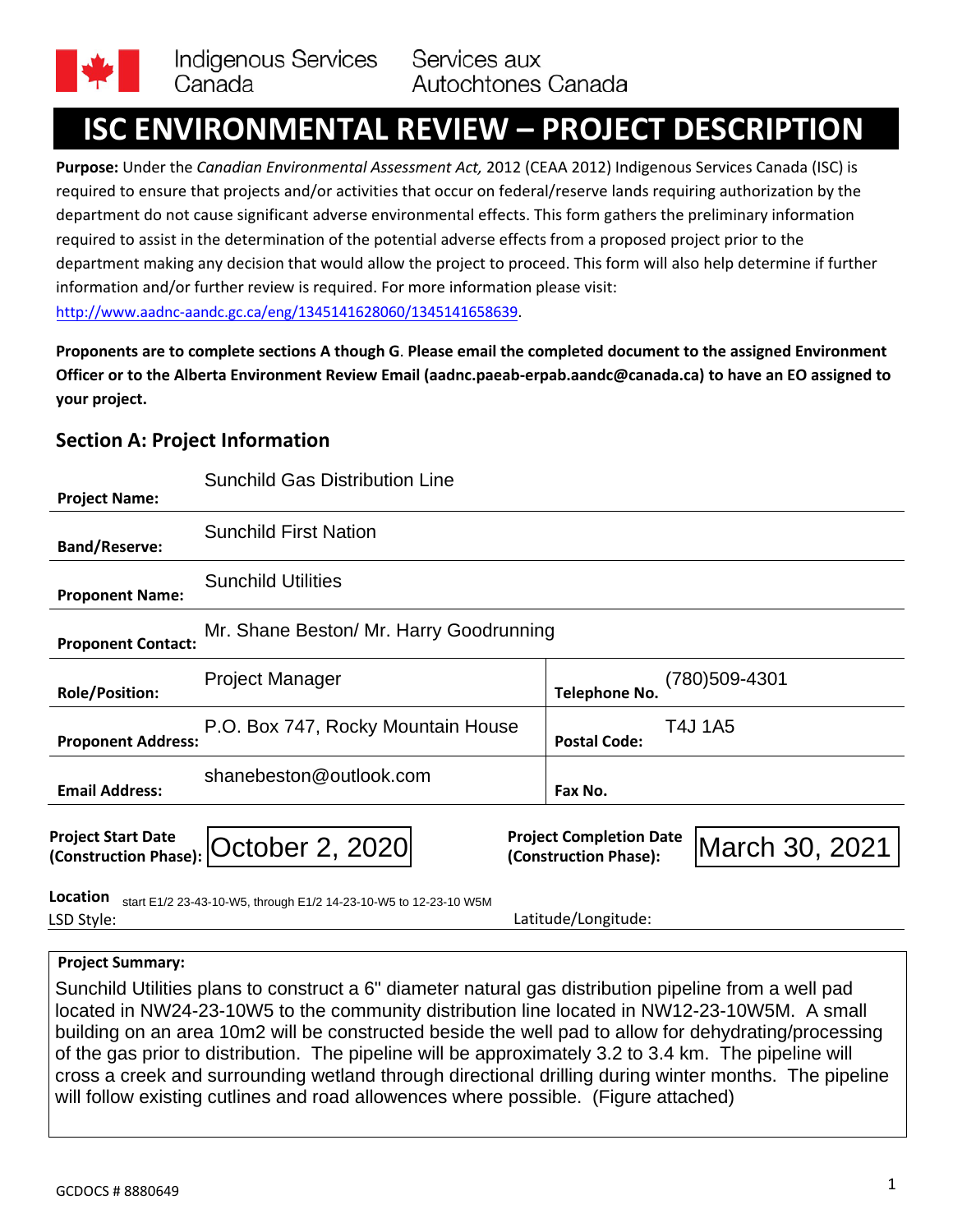Indigenous Services Canada | Services aux Autochtones Canada

# ISC ENVIRONMENTAL REVIEW – PROJECT DESCRIPTION

**Purpose:** Under the *Canadian Environmental Assessment Act,* 2012 (CEAA 2012) Indigenous Services Canada (ISC) is required to ensure that projects and/or activities that occur on federal/reserve lands requiring authorization by the department do not cause significant adverse environmental effects. This form gathers the preliminary information required to assist in the determination of the potential adverse effects from a proposed project prior to the department making any decision that would allow the project to proceed. This form will also help determine if further information and/or further review is required. For more information please visit: http://www.aadnc-aandc.gc.ca/eng/1345141628060/1345141658639.

**Proponents are to complete sections A though G. Please email the completed document to the assigned Environment Officer or to the Alberta Environment Review Email (aadnc.paeab-erpab.aandc@canada.ca) to have an EO assigned to your project.**

## Section A: Project Information

| | | | |
|---|---|---|---|
| **Project Name:** | Sunchild Gas Distribution Line | | |
| **Band/Reserve:** | Sunchild First Nation | | |
| **Proponent Name:** | Sunchild Utilities | | |
| **Proponent Contact:** | Mr. Shane Beston/ Mr. Harry Goodrunning | | |
| **Role/Position:** | Project Manager | **Telephone No.** | (780)509-4301 |
| **Proponent Address:** | P.O. Box 747, Rocky Mountain House | **Postal Code:** | T4J 1A5 |
| **Email Address:** | shanebeston@outlook.com | **Fax No.** | |

**Project Start Date (Construction Phase):** October 2, 2020

**Project Completion Date (Construction Phase):** March 30, 2021

**Location** LSD Style: start E1/2 23-43-10-W5, through E1/2 14-23-10-W5 to 12-23-10 W5M

Latitude/Longitude:

**Project Summary:**

Sunchild Utilities plans to construct a 6" diameter natural gas distribution pipeline from a well pad located in NW24-23-10W5 to the community distribution line located in NW12-23-10W5M. A small building on an area 10m2 will be constructed beside the well pad to allow for dehydrating/processing of the gas prior to distribution. The pipeline will be approximately 3.2 to 3.4 km. The pipeline will cross a creek and surrounding wetland through directional drilling during winter months. The pipeline will follow existing cutlines and road allowences where possible. (Figure attached)

GCDOCS # 8880649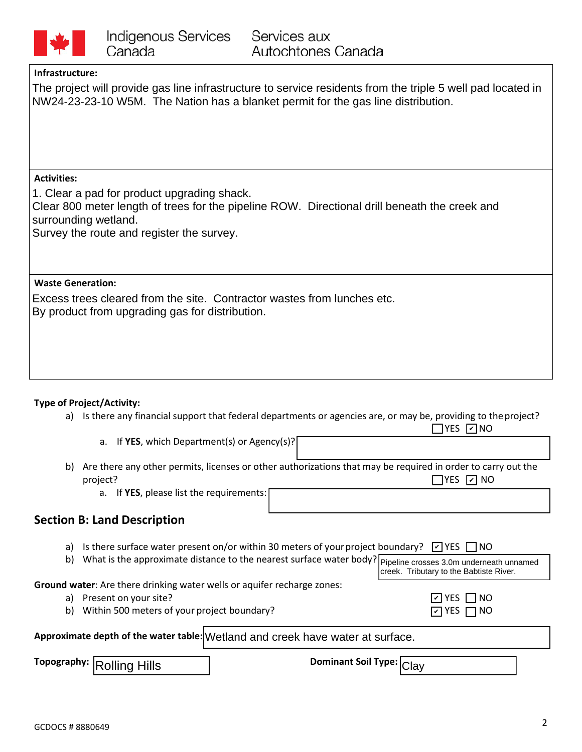Indigenous Services Canada / Services aux Autochtones Canada

**Infrastructure:**

The project will provide gas line infrastructure to service residents from the triple 5 well pad located in NW24-23-23-10 W5M. The Nation has a blanket permit for the gas line distribution.

**Activities:**

1. Clear a pad for product upgrading shack.
Clear 800 meter length of trees for the pipeline ROW. Directional drill beneath the creek and surrounding wetland.
Survey the route and register the survey.

**Waste Generation:**

Excess trees cleared from the site. Contractor wastes from lunches etc.
By product from upgrading gas for distribution.

**Type of Project/Activity:**

a) Is there any financial support that federal departments or agencies are, or may be, providing to the project?
☐ YES ☑ NO
   a. If **YES**, which Department(s) or Agency(s)?

b) Are there any other permits, licenses or other authorizations that may be required in order to carry out the project?
☐ YES ☑ NO
   a. If **YES**, please list the requirements:

## Section B: Land Description

a) Is there surface water present on/or within 30 meters of your project boundary? ☑ YES ☐ NO
b) What is the approximate distance to the nearest surface water body? Pipeline crosses 3.0m underneath unnamed creek. Tributary to the Babtiste River.

**Ground water**: Are there drinking water wells or aquifer recharge zones:

a) Present on your site? ☑ YES ☐ NO
b) Within 500 meters of your project boundary? ☑ YES ☐ NO

**Approximate depth of the water table:** Wetland and creek have water at surface.

**Topography:** Rolling Hills

**Dominant Soil Type:** Clay

GCDOCS # 8880649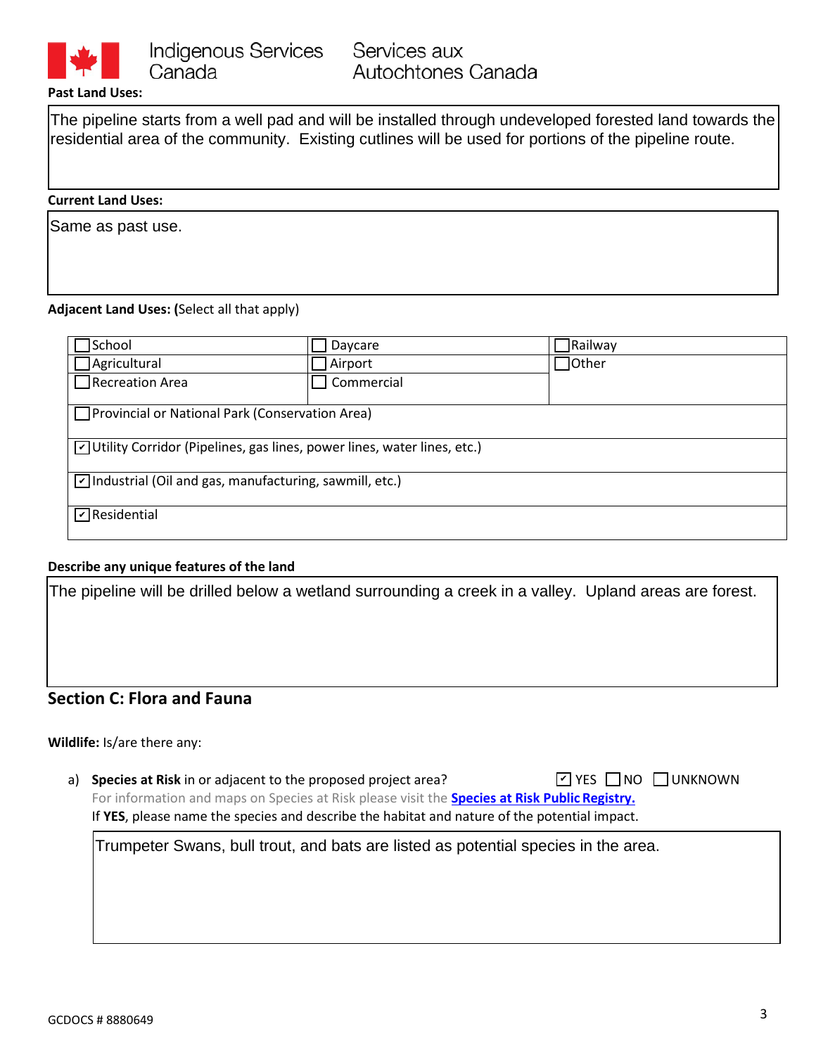**Past Land Uses:**

The pipeline starts from a well pad and will be installed through undeveloped forested land towards the residential area of the community. Existing cutlines will be used for portions of the pipeline route.

**Current Land Uses:**

Same as past use.

**Adjacent Land Uses:** (Select all that apply)

| | | |
|---|---|---|
| ☐ School | ☐ Daycare | ☐ Railway |
| ☐ Agricultural | ☐ Airport | ☐ Other |
| ☐ Recreation Area | ☐ Commercial | |
| ☐ Provincial or National Park (Conservation Area) | | |
| ☑ Utility Corridor (Pipelines, gas lines, power lines, water lines, etc.) | | |
| ☑ Industrial (Oil and gas, manufacturing, sawmill, etc.) | | |
| ☑ Residential | | |

**Describe any unique features of the land**

The pipeline will be drilled below a wetland surrounding a creek in a valley. Upland areas are forest.

## Section C: Flora and Fauna

**Wildlife:** Is/are there any:

a) **Species at Risk** in or adjacent to the proposed project area? ☑ YES ☐ NO ☐ UNKNOWN

For information and maps on Species at Risk please visit the **Species at Risk Public Registry.**

If **YES**, please name the species and describe the habitat and nature of the potential impact.

Trumpeter Swans, bull trout, and bats are listed as potential species in the area.

GCDOCS # 8880649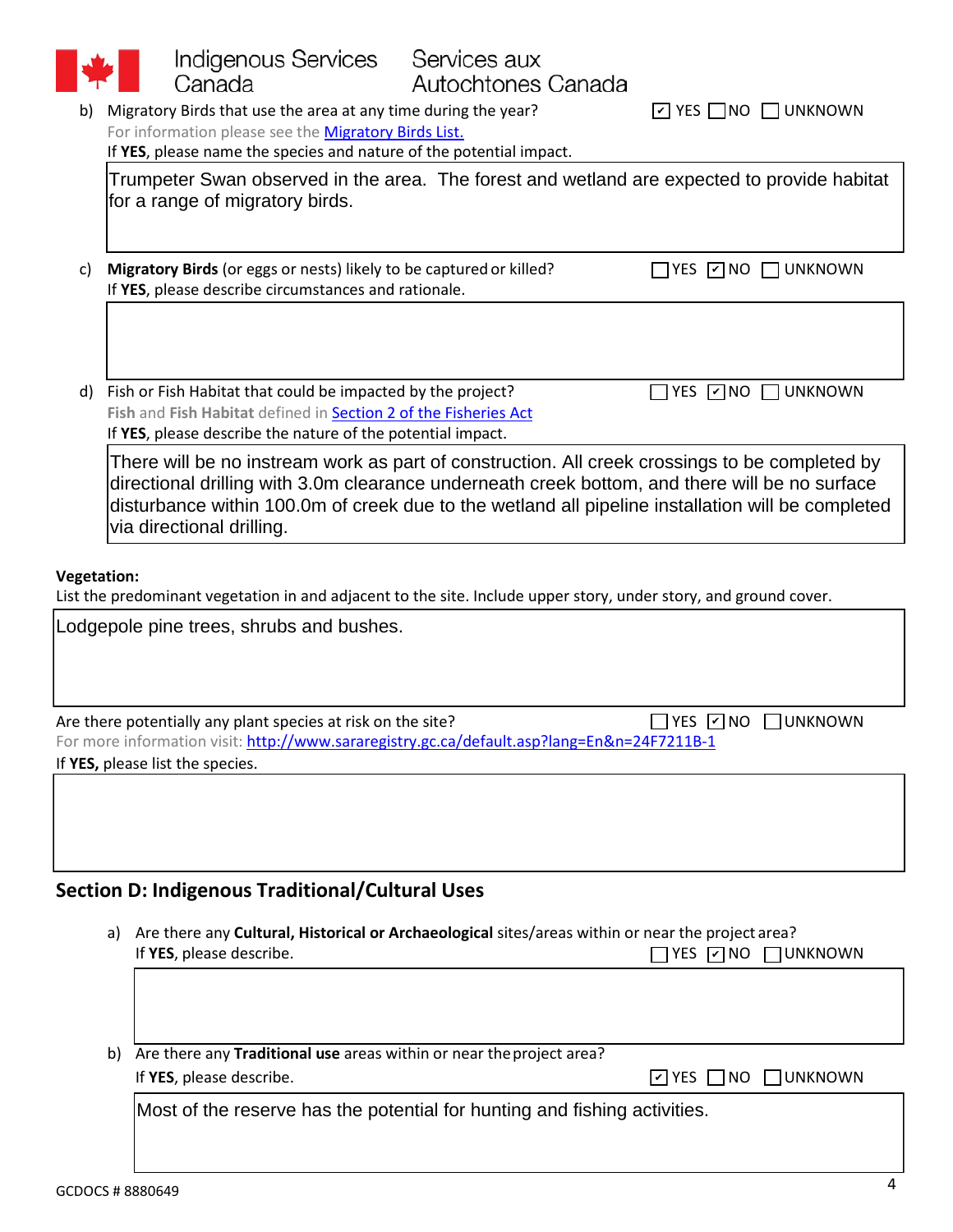b) Migratory Birds that use the area at any time during the year? ☑ YES ☐ NO ☐ UNKNOWN

For information please see the [Migratory Birds List.](Migratory Birds List.)

If **YES**, please name the species and nature of the potential impact.

Trumpeter Swan observed in the area. The forest and wetland are expected to provide habitat for a range of migratory birds.

c) **Migratory Birds** (or eggs or nests) likely to be captured or killed? ☐ YES ☑ NO ☐ UNKNOWN

If **YES**, please describe circumstances and rationale.

d) Fish or Fish Habitat that could be impacted by the project? ☐ YES ☑ NO ☐ UNKNOWN

**Fish** and **Fish Habitat** defined in [Section 2 of the Fisheries Act](Section 2 of the Fisheries Act)

If **YES**, please describe the nature of the potential impact.

There will be no instream work as part of construction. All creek crossings to be completed by directional drilling with 3.0m clearance underneath creek bottom, and there will be no surface disturbance within 100.0m of creek due to the wetland all pipeline installation will be completed via directional drilling.

**Vegetation:**

List the predominant vegetation in and adjacent to the site. Include upper story, under story, and ground cover.

Lodgepole pine trees, shrubs and bushes.

Are there potentially any plant species at risk on the site? ☐ YES ☑ NO ☐ UNKNOWN

For more information visit: http://www.sararegistry.gc.ca/default.asp?lang=En&n=24F7211B-1

If **YES,** please list the species.

## Section D: Indigenous Traditional/Cultural Uses

a) Are there any **Cultural, Historical or Archaeological** sites/areas within or near the project area?
If **YES**, please describe. ☐ YES ☑ NO ☐ UNKNOWN

b) Are there any **Traditional use** areas within or near the project area?
If **YES**, please describe. ☑ YES ☐ NO ☐ UNKNOWN

Most of the reserve has the potential for hunting and fishing activities.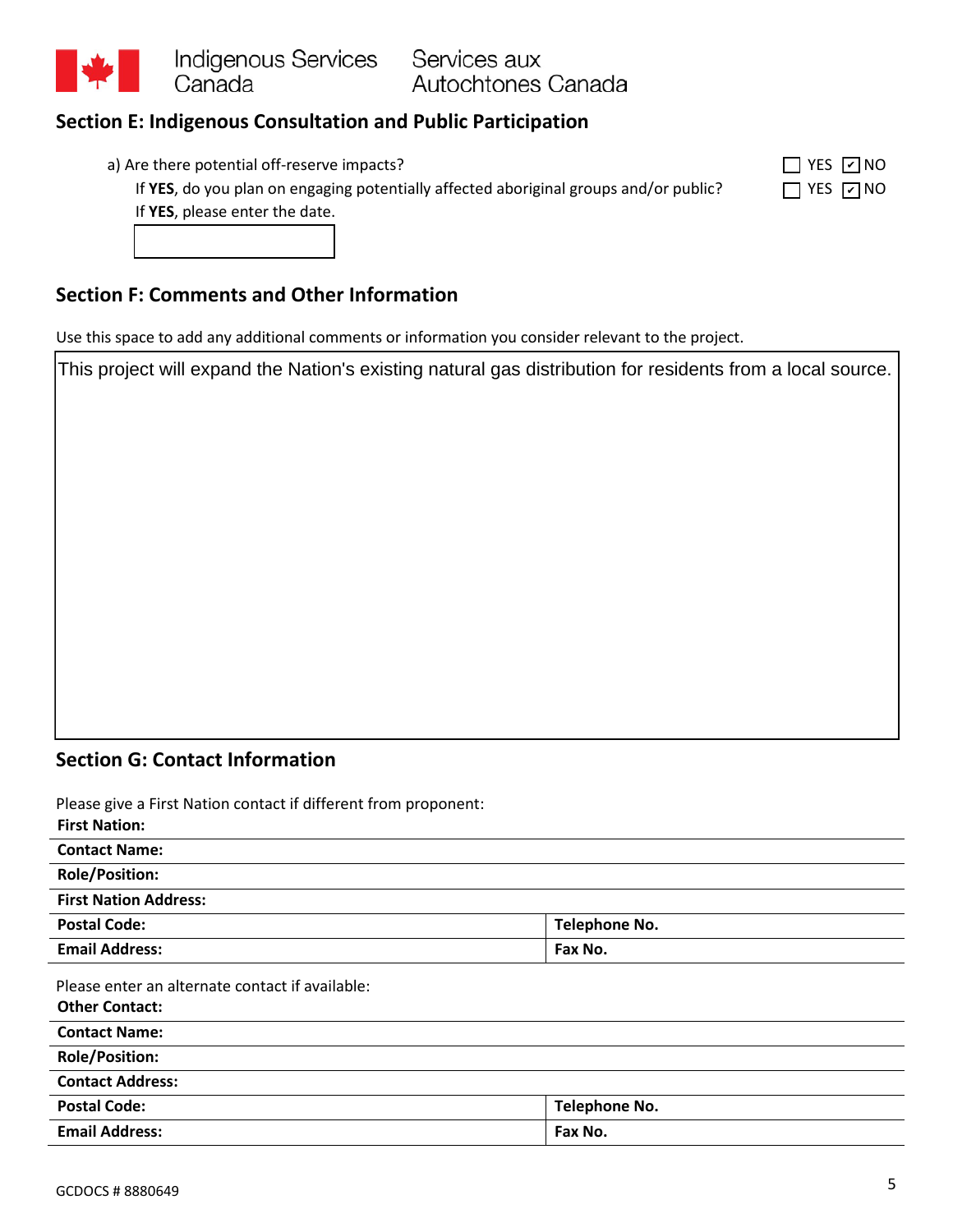## Section E: Indigenous Consultation and Public Participation

a) Are there potential off-reserve impacts? ☐ YES ☑ NO

If **YES**, do you plan on engaging potentially affected aboriginal groups and/or public? ☐ YES ☑ NO

If **YES**, please enter the date.

## Section F: Comments and Other Information

Use this space to add any additional comments or information you consider relevant to the project.

This project will expand the Nation's existing natural gas distribution for residents from a local source.

## Section G: Contact Information

Please give a First Nation contact if different from proponent:

| **First Nation:** | |
|---|---|
| **Contact Name:** | |
| **Role/Position:** | |
| **First Nation Address:** | |
| **Postal Code:** | **Telephone No.** |
| **Email Address:** | **Fax No.** |

Please enter an alternate contact if available:

| **Other Contact:** | |
|---|---|
| **Contact Name:** | |
| **Role/Position:** | |
| **Contact Address:** | |
| **Postal Code:** | **Telephone No.** |
| **Email Address:** | **Fax No.** |

GCDOCS # 8880649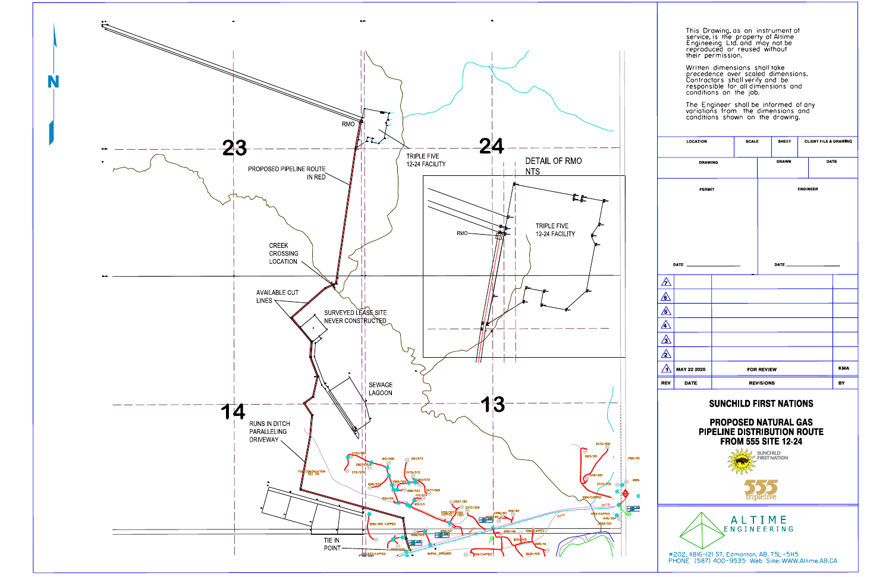This Drawing, as an instrument of service, is the property of Altime Engineeing Ltd. and may not be reproduced or reused without their permission.

Written dimensions shall take precedence over scaled dimensions. Contractors shall verify and be responsible for all dimensions and conditions on the job.

The Engineer shall be informed of any variations from the dimensions and conditions shown on the drawing.

| LOCATION | SCALE | SHEET | CLIENT FILE & DRAWING |
|---|---|---|---|
| | | | |

| DRAWING | DRAWN | DATE |
|---|---|---|
| | | |

| PERMIT | ENGINEER |
|---|---|
| DATE | DATE |

| REV | DATE | REVISIONS | BY |
|---|---|---|---|
| 7 | | | |
| 6 | | | |
| 5 | | | |
| 4 | | | |
| 3 | | | |
| 2 | | | |
| 1 | MAY 22 2020 | FOR REVIEW | KMA |

## SUNCHILD FIRST NATIONS

## PROPOSED NATURAL GAS PIPELINE DISTRIBUTION ROUTE FROM 555 SITE 12-24

SUNCHILD FIRST NATION

555 triplefive

ALTIME ENGINEERING

#202, 11816-121 ST. Edmonton, AB. T5L-5H5
PHONE (587) 400-9535 Web Site: WWW.Altime.AB.CA

N

23

24

14

13

RMO

TRIPLE FIVE 12-24 FACILITY

PROPOSED PIPELINE ROUTE IN RED

CREEK CROSSING LOCATION

AVAILABLE CUT LINES

SURVEYED LEASE SITE NEVER CONSTRUCTED

SEWAGE LAGOON

RUNS IN DITCH PARALLELING DRIVEWAY

TIE IN POINT

DETAIL OF RMO NTS

RMO

TRIPLE FIVE 12-24 FACILITY